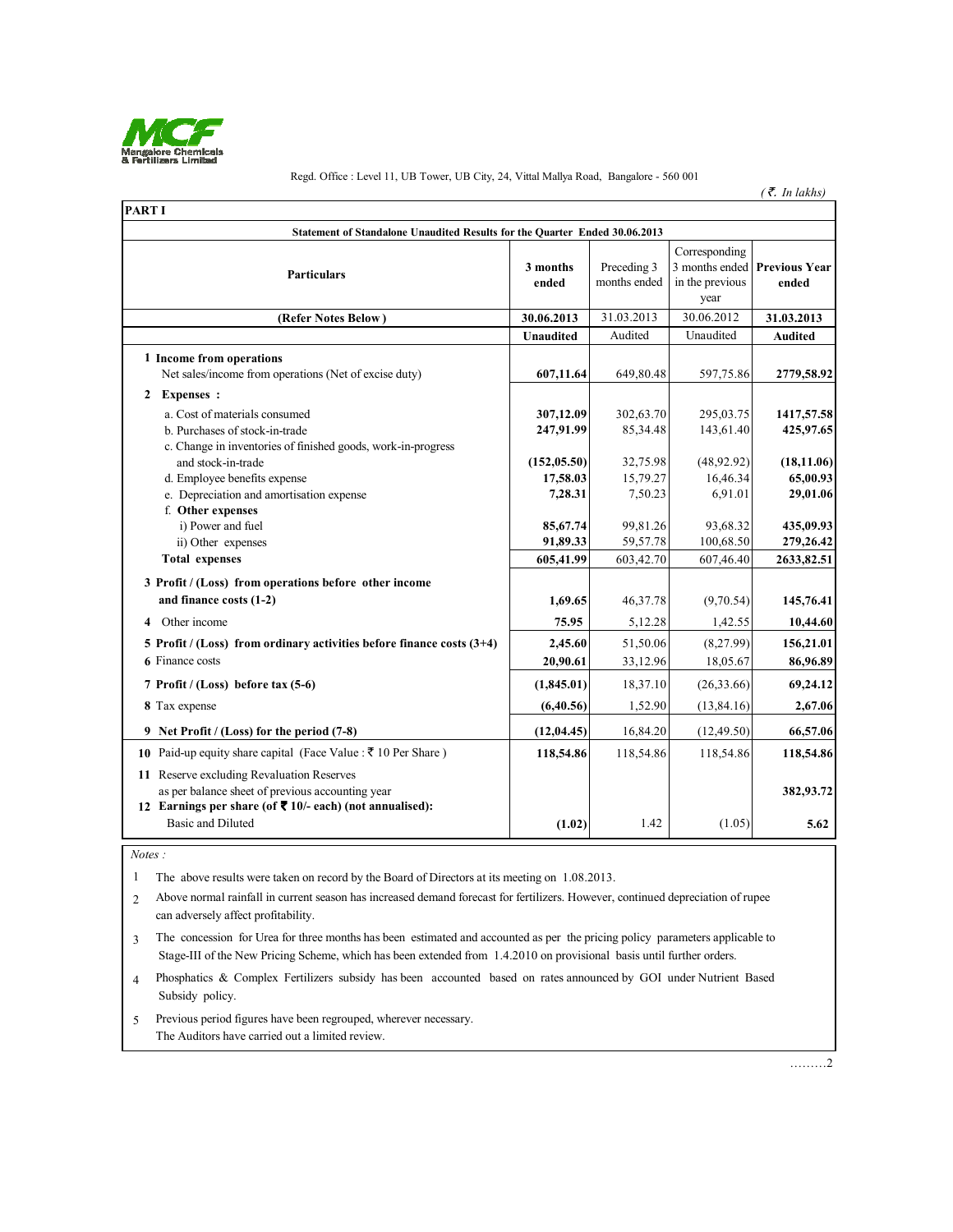Mangalore Chemicals & Fertilizers Limited

Regd. Office : Level 11, UB Tower, UB City, 24, Vittal Mallya Road, Bangalore - 560 001

*( ₹. In lakhs)*

**PART I**

**Statement of Standalone Unaudited Results for the Quarter Ended 30.06.2013**

| **Particulars** | **3 months ended** | Preceding 3 months ended | Corresponding 3 months ended in the previous year | **Previous Year ended** |
|---|---|---|---|---|
| **(Refer Notes Below )** | **30.06.2013** | 31.03.2013 | 30.06.2012 | **31.03.2013** |
| | **Unaudited** | Audited | Unaudited | **Audited** |
| **1 Income from operations** | | | | |
| Net sales/income from operations (Net of excise duty) | **607,11.64** | 649,80.48 | 597,75.86 | **2779,58.92** |
| **2 Expenses :** | | | | |
| a. Cost of materials consumed | **307,12.09** | 302,63.70 | 295,03.75 | **1417,57.58** |
| b. Purchases of stock-in-trade | **247,91.99** | 85,34.48 | 143,61.40 | **425,97.65** |
| c. Change in inventories of finished goods, work-in-progress and stock-in-trade | **(152,05.50)** | 32,75.98 | (48,92.92) | **(18,11.06)** |
| d. Employee benefits expense | **17,58.03** | 15,79.27 | 16,46.34 | **65,00.93** |
| e. Depreciation and amortisation expense | **7,28.31** | 7,50.23 | 6,91.01 | **29,01.06** |
| f. **Other expenses** | | | | |
| i) Power and fuel | **85,67.74** | 99,81.26 | 93,68.32 | **435,09.93** |
| ii) Other expenses | **91,89.33** | 59,57.78 | 100,68.50 | **279,26.42** |
| **Total expenses** | **605,41.99** | 603,42.70 | 607,46.40 | **2633,82.51** |
| **3 Profit / (Loss) from operations before other income and finance costs (1-2)** | **1,69.65** | 46,37.78 | (9,70.54) | **145,76.41** |
| **4** Other income | **75.95** | 5,12.28 | 1,42.55 | **10,44.60** |
| **5 Profit / (Loss) from ordinary activities before finance costs (3+4)** | **2,45.60** | 51,50.06 | (8,27.99) | **156,21.01** |
| **6** Finance costs | **20,90.61** | 33,12.96 | 18,05.67 | **86,96.89** |
| **7 Profit / (Loss) before tax (5-6)** | **(1,845.01)** | 18,37.10 | (26,33.66) | **69,24.12** |
| **8** Tax expense | **(6,40.56)** | 1,52.90 | (13,84.16) | **2,67.06** |
| **9 Net Profit / (Loss) for the period (7-8)** | **(12,04.45)** | 16,84.20 | (12,49.50) | **66,57.06** |
| **10** Paid-up equity share capital (Face Value : ₹ 10 Per Share ) | **118,54.86** | 118,54.86 | 118,54.86 | **118,54.86** |
| **11** Reserve excluding Revaluation Reserves as per balance sheet of previous accounting year | | | | **382,93.72** |
| **12 Earnings per share (of ₹ 10/- each) (not annualised):** | | | | |
| Basic and Diluted | **(1.02)** | 1.42 | (1.05) | **5.62** |

*Notes :*

1. The above results were taken on record by the Board of Directors at its meeting on 1.08.2013.
2. Above normal rainfall in current season has increased demand forecast for fertilizers. However, continued depreciation of rupee can adversely affect profitability.
3. The concession for Urea for three months has been estimated and accounted as per the pricing policy parameters applicable to Stage-III of the New Pricing Scheme, which has been extended from 1.4.2010 on provisional basis until further orders.
4. Phosphatics & Complex Fertilizers subsidy has been accounted based on rates announced by GOI under Nutrient Based Subsidy policy.
5. Previous period figures have been regrouped, wherever necessary.
   The Auditors have carried out a limited review.

………2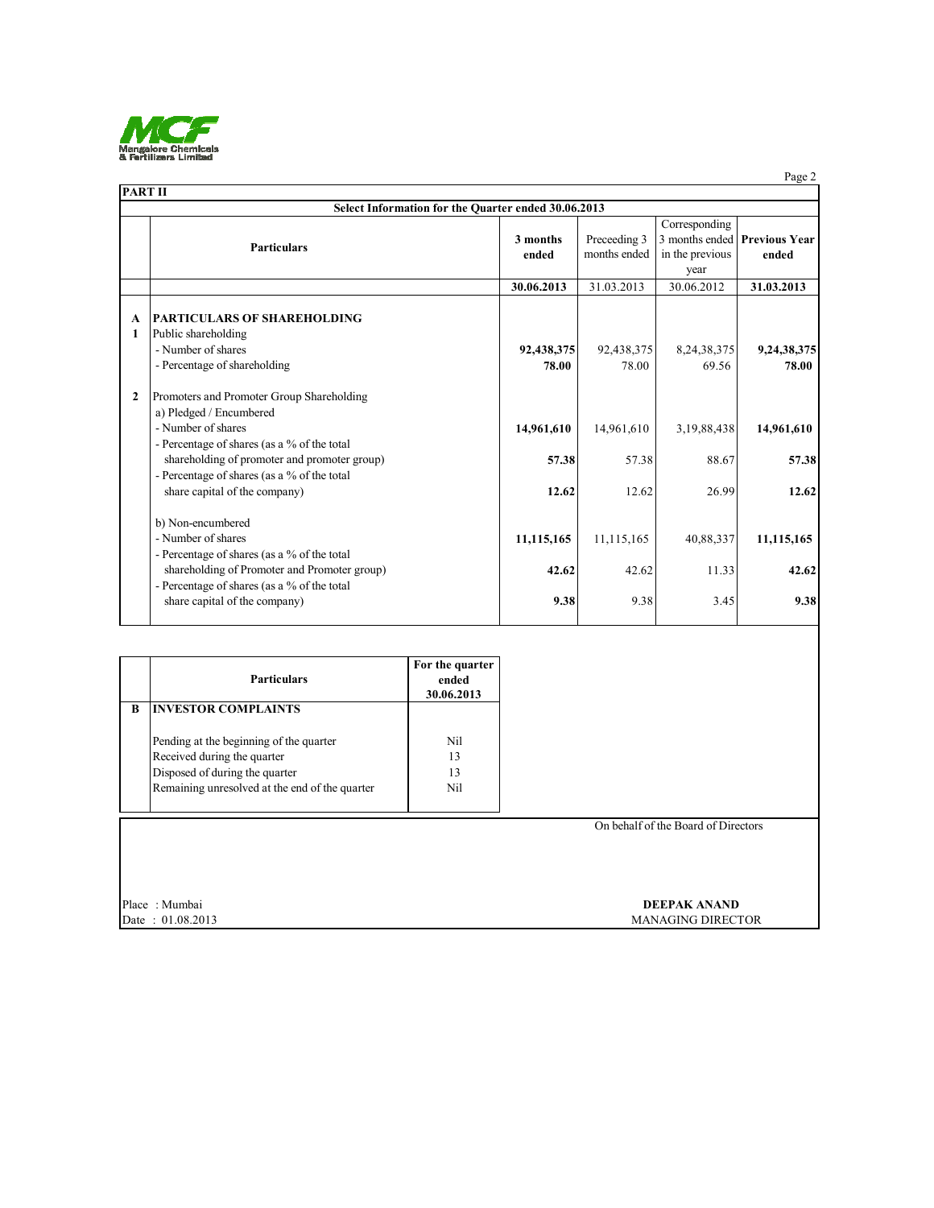**PART II**

**Select Information for the Quarter ended 30.06.2013**

| | Particulars | 3 months ended | Preceeding 3 months ended | Corresponding 3 months ended in the previous year | Previous Year ended |
|---|---|---|---|---|---|
| | | **30.06.2013** | 31.03.2013 | 30.06.2012 | **31.03.2013** |
| **A** | **PARTICULARS OF SHAREHOLDING** | | | | |
| **1** | Public shareholding | | | | |
| | - Number of shares | **92,438,375** | 92,438,375 | 8,24,38,375 | **9,24,38,375** |
| | - Percentage of shareholding | **78.00** | 78.00 | 69.56 | **78.00** |
| **2** | Promoters and Promoter Group Shareholding | | | | |
| | a) Pledged / Encumbered | | | | |
| | - Number of shares | **14,961,610** | 14,961,610 | 3,19,88,438 | **14,961,610** |
| | - Percentage of shares (as a % of the total shareholding of promoter and promoter group) | **57.38** | 57.38 | 88.67 | **57.38** |
| | - Percentage of shares (as a % of the total share capital of the company) | **12.62** | 12.62 | 26.99 | **12.62** |
| | b) Non-encumbered | | | | |
| | - Number of shares | **11,115,165** | 11,115,165 | 40,88,337 | **11,115,165** |
| | - Percentage of shares (as a % of the total shareholding of Promoter and Promoter group) | **42.62** | 42.62 | 11.33 | **42.62** |
| | - Percentage of shares (as a % of the total share capital of the company) | **9.38** | 9.38 | 3.45 | **9.38** |

| | Particulars | For the quarter ended 30.06.2013 |
|---|---|---|
| **B** | **INVESTOR COMPLAINTS** | |
| | Pending at the beginning of the quarter | Nil |
| | Received during the quarter | 13 |
| | Disposed of during the quarter | 13 |
| | Remaining unresolved at the end of the quarter | Nil |

On behalf of the Board of Directors

Place : Mumbai
Date : 01.08.2013

**DEEPAK ANAND**
MANAGING DIRECTOR